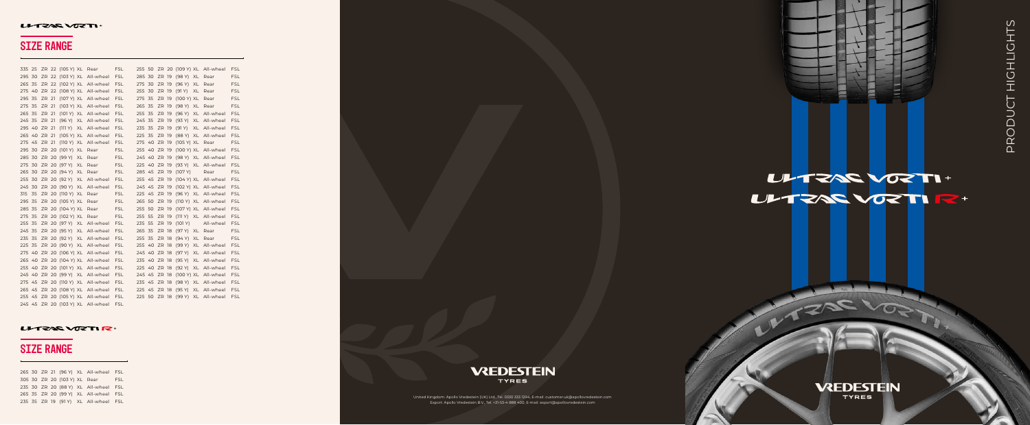ULTRAC VORTI+

## SIZE RANGE

| Width | Aspect | | Rim | Load/Speed | XL | Position | FSL |
|---|---|---|---|---|---|---|---|
| 335 | 25 | ZR | 22 | (105 Y) | XL | Rear | FSL |
| 295 | 30 | ZR | 22 | (103 Y) | XL | All-wheel | FSL |
| 265 | 35 | ZR | 22 | (102 Y) | XL | All-wheel | FSL |
| 275 | 40 | ZR | 22 | (108 Y) | XL | All-wheel | FSL |
| 295 | 35 | ZR | 21 | (107 Y) | XL | All-wheel | FSL |
| 275 | 35 | ZR | 21 | (103 Y) | XL | All-wheel | FSL |
| 265 | 35 | ZR | 21 | (101 Y) | XL | All-wheel | FSL |
| 245 | 35 | ZR | 21 | (96 Y) | XL | All-wheel | FSL |
| 295 | 40 | ZR | 21 | (111 Y) | XL | All-wheel | FSL |
| 265 | 40 | ZR | 21 | (105 Y) | XL | All-wheel | FSL |
| 275 | 45 | ZR | 21 | (110 Y) | XL | All-wheel | FSL |
| 295 | 30 | ZR | 20 | (101 Y) | XL | Rear | FSL |
| 285 | 30 | ZR | 20 | (99 Y) | XL | Rear | FSL |
| 275 | 30 | ZR | 20 | (97 Y) | XL | Rear | FSL |
| 265 | 30 | ZR | 20 | (94 Y) | XL | Rear | FSL |
| 255 | 30 | ZR | 20 | (92 Y) | XL | All-wheel | FSL |
| 245 | 30 | ZR | 20 | (90 Y) | XL | All-wheel | FSL |
| 315 | 35 | ZR | 20 | (110 Y) | XL | Rear | FSL |
| 295 | 35 | ZR | 20 | (105 Y) | XL | Rear | FSL |
| 285 | 35 | ZR | 20 | (104 Y) | XL | Rear | FSL |
| 275 | 35 | ZR | 20 | (102 Y) | XL | Rear | FSL |
| 255 | 35 | ZR | 20 | (97 Y) | XL | All-wheel | FSL |
| 245 | 35 | ZR | 20 | (95 Y) | XL | All-wheel | FSL |
| 235 | 35 | ZR | 20 | (92 Y) | XL | All-wheel | FSL |
| 225 | 35 | ZR | 20 | (90 Y) | XL | All-wheel | FSL |
| 275 | 40 | ZR | 20 | (106 Y) | XL | All-wheel | FSL |
| 265 | 40 | ZR | 20 | (104 Y) | XL | All-wheel | FSL |
| 255 | 40 | ZR | 20 | (101 Y) | XL | All-wheel | FSL |
| 245 | 40 | ZR | 20 | (99 Y) | XL | All-wheel | FSL |
| 275 | 45 | ZR | 20 | (110 Y) | XL | All-wheel | FSL |
| 265 | 45 | ZR | 20 | (108 Y) | XL | All-wheel | FSL |
| 255 | 45 | ZR | 20 | (105 Y) | XL | All-wheel | FSL |
| 245 | 45 | ZR | 20 | (103 Y) | XL | All-wheel | FSL |
| 255 | 50 | ZR | 20 | (109 Y) | XL | All-wheel | FSL |
| 285 | 30 | ZR | 19 | (98 Y) | XL | Rear | FSL |
| 275 | 30 | ZR | 19 | (96 Y) | XL | Rear | FSL |
| 255 | 30 | ZR | 19 | (91 Y) | XL | Rear | FSL |
| 275 | 35 | ZR | 19 | (100 Y) | XL | Rear | FSL |
| 265 | 35 | ZR | 19 | (98 Y) | XL | Rear | FSL |
| 255 | 35 | ZR | 19 | (96 Y) | XL | All-wheel | FSL |
| 245 | 35 | ZR | 19 | (93 Y) | XL | All-wheel | FSL |
| 235 | 35 | ZR | 19 | (91 Y) | XL | All-wheel | FSL |
| 225 | 35 | ZR | 19 | (88 Y) | XL | All-wheel | FSL |
| 275 | 40 | ZR | 19 | (105 Y) | XL | Rear | FSL |
| 255 | 40 | ZR | 19 | (100 Y) | XL | All-wheel | FSL |
| 245 | 40 | ZR | 19 | (98 Y) | XL | All-wheel | FSL |
| 225 | 40 | ZR | 19 | (93 Y) | XL | All-wheel | FSL |
| 285 | 45 | ZR | 19 | (107 Y) | | Rear | FSL |
| 255 | 45 | ZR | 19 | (104 Y) | XL | All-wheel | FSL |
| 245 | 45 | ZR | 19 | (102 Y) | XL | All-wheel | FSL |
| 225 | 45 | ZR | 19 | (96 Y) | XL | All-wheel | FSL |
| 265 | 50 | ZR | 19 | (110 Y) | XL | All-wheel | FSL |
| 255 | 50 | ZR | 19 | (107 Y) | XL | All-wheel | FSL |
| 255 | 55 | ZR | 19 | (111 Y) | XL | All-wheel | FSL |
| 235 | 55 | ZR | 19 | (101 Y) | | All-wheel | FSL |
| 265 | 35 | ZR | 18 | (97 Y) | XL | Rear | FSL |
| 255 | 35 | ZR | 18 | (94 Y) | XL | Rear | FSL |
| 255 | 40 | ZR | 18 | (99 Y) | XL | All-wheel | FSL |
| 245 | 40 | ZR | 18 | (97 Y) | XL | All-wheel | FSL |
| 235 | 40 | ZR | 18 | (95 Y) | XL | All-wheel | FSL |
| 225 | 40 | ZR | 18 | (92 Y) | XL | All-wheel | FSL |
| 245 | 45 | ZR | 18 | (100 Y) | XL | All-wheel | FSL |
| 235 | 45 | ZR | 18 | (98 Y) | XL | All-wheel | FSL |
| 225 | 45 | ZR | 18 | (95 Y) | XL | All-wheel | FSL |
| 225 | 50 | ZR | 18 | (99 Y) | XL | All-wheel | FSL |

ULTRAC VORTI R+

## SIZE RANGE

| Width | Aspect | | Rim | Load/Speed | XL | Position | FSL |
|---|---|---|---|---|---|---|---|
| 265 | 30 | ZR | 21 | (96 Y) | XL | All-wheel | FSL |
| 305 | 30 | ZR | 20 | (103 Y) | XL | Rear | FSL |
| 235 | 30 | ZR | 20 | (88 Y) | XL | All-wheel | FSL |
| 265 | 35 | ZR | 20 | (99 Y) | XL | All-wheel | FSL |
| 235 | 35 | ZR | 19 | (91 Y) | XL | All-wheel | FSL |

VREDESTEIN TYRES

United Kingdom: Apollo Vredestein (UK) Ltd., Tel. 0330 333 1294, E-mail: customer.uk@apollovredestein.com
Export: Apollo Vredestein B.V., Tel. +31 53-4 888 400, E-mail: export@apollovredestein.com

# ULTRAC VORTI+
# ULTRAC VORTI R+

PRODUCT HIGHLIGHTS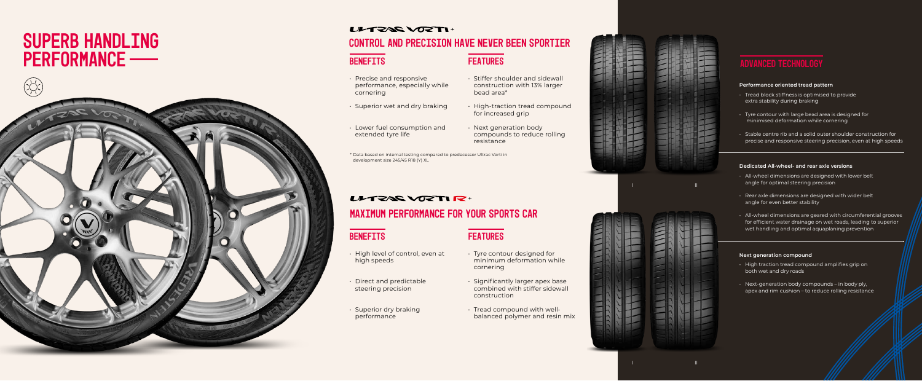# SUPERB HANDLING PERFORMANCE

ULTRAC VORTI+

## CONTROL AND PRECISION HAVE NEVER BEEN SPORTIER

### BENEFITS

- Precise and responsive performance, especially while cornering
- Superior wet and dry braking
- Lower fuel consumption and extended tyre life

### FEATURES

- Stiffer shoulder and sidewall construction with 13% larger bead area*
- High-traction tread compound for increased grip
- Next generation body compounds to reduce rolling resistance

* Data based on internal testing compared to predecessor Ultrac Vorti in development size 245/45 R18 (Y) XL

ULTRAC VORTI R+

## MAXIMUM PERFORMANCE FOR YOUR SPORTS CAR

### BENEFITS

- High level of control, even at high speeds
- Direct and predictable steering precision
- Superior dry braking performance

### FEATURES

- Tyre contour designed for minimum deformation while cornering
- Significantly larger apex base combined with stiffer sidewall construction
- Tread compound with well-balanced polymer and resin mix

I II

I II

## ADVANCED TECHNOLOGY

**Performance oriented tread pattern**

- Tread block stiffness is optimised to provide extra stability during braking
- Tyre contour with large bead area is designed for minimised deformation while cornering
- Stable centre rib and a solid outer shoulder construction for precise and responsive steering precision, even at high speeds

**Dedicated All-wheel- and rear axle versions**

- All-wheel dimensions are designed with lower belt angle for optimal steering precision
- Rear axle dimensions are designed with wider belt angle for even better stability
- All-wheel dimensions are geared with circumferential grooves for efficient water drainage on wet roads, leading to superior wet handling and optimal aquaplaning prevention

**Next generation compound**

- High traction tread compound amplifies grip on both wet and dry roads
- Next-generation body compounds – in body ply, apex and rim cushion – to reduce rolling resistance